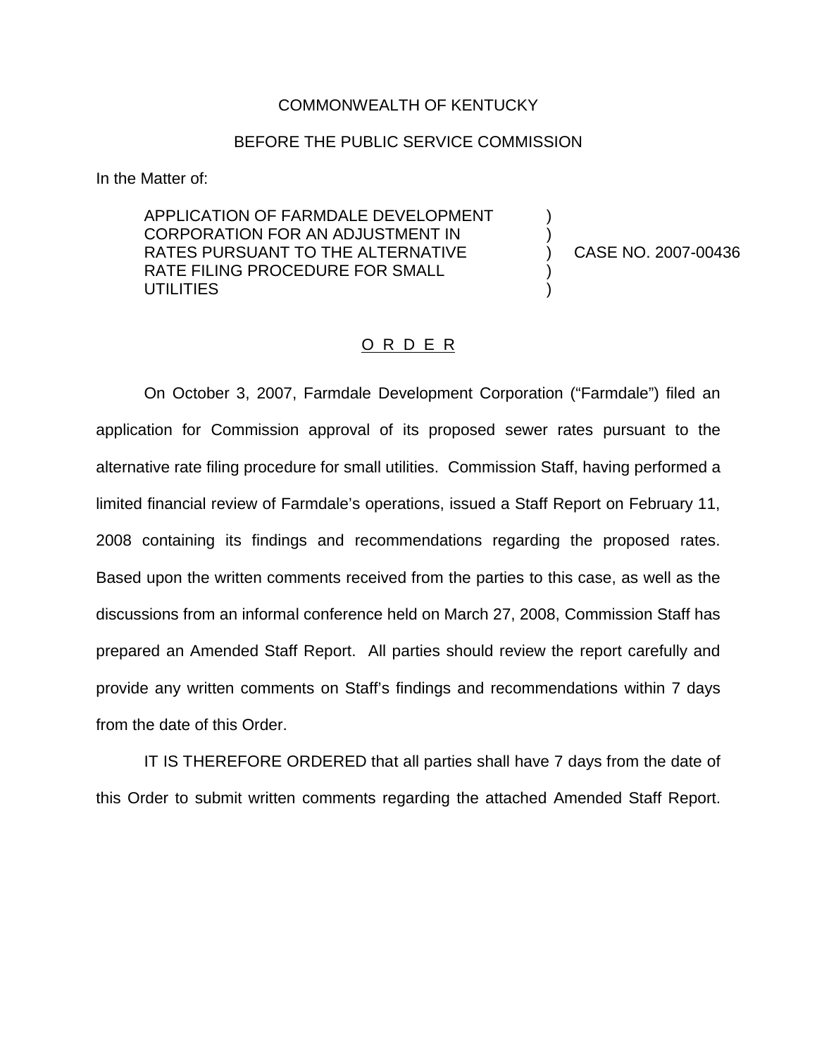COMMONWEALTH OF KENTUCKY

BEFORE THE PUBLIC SERVICE COMMISSION

In the Matter of:

| | | |
|---|---|---|
| APPLICATION OF FARMDALE DEVELOPMENT CORPORATION FOR AN ADJUSTMENT IN RATES PURSUANT TO THE ALTERNATIVE RATE FILING PROCEDURE FOR SMALL UTILITIES | ) ) ) ) ) | CASE NO. 2007-00436 |

O R D E R

On October 3, 2007, Farmdale Development Corporation ("Farmdale") filed an application for Commission approval of its proposed sewer rates pursuant to the alternative rate filing procedure for small utilities. Commission Staff, having performed a limited financial review of Farmdale's operations, issued a Staff Report on February 11, 2008 containing its findings and recommendations regarding the proposed rates. Based upon the written comments received from the parties to this case, as well as the discussions from an informal conference held on March 27, 2008, Commission Staff has prepared an Amended Staff Report. All parties should review the report carefully and provide any written comments on Staff's findings and recommendations within 7 days from the date of this Order.

IT IS THEREFORE ORDERED that all parties shall have 7 days from the date of this Order to submit written comments regarding the attached Amended Staff Report.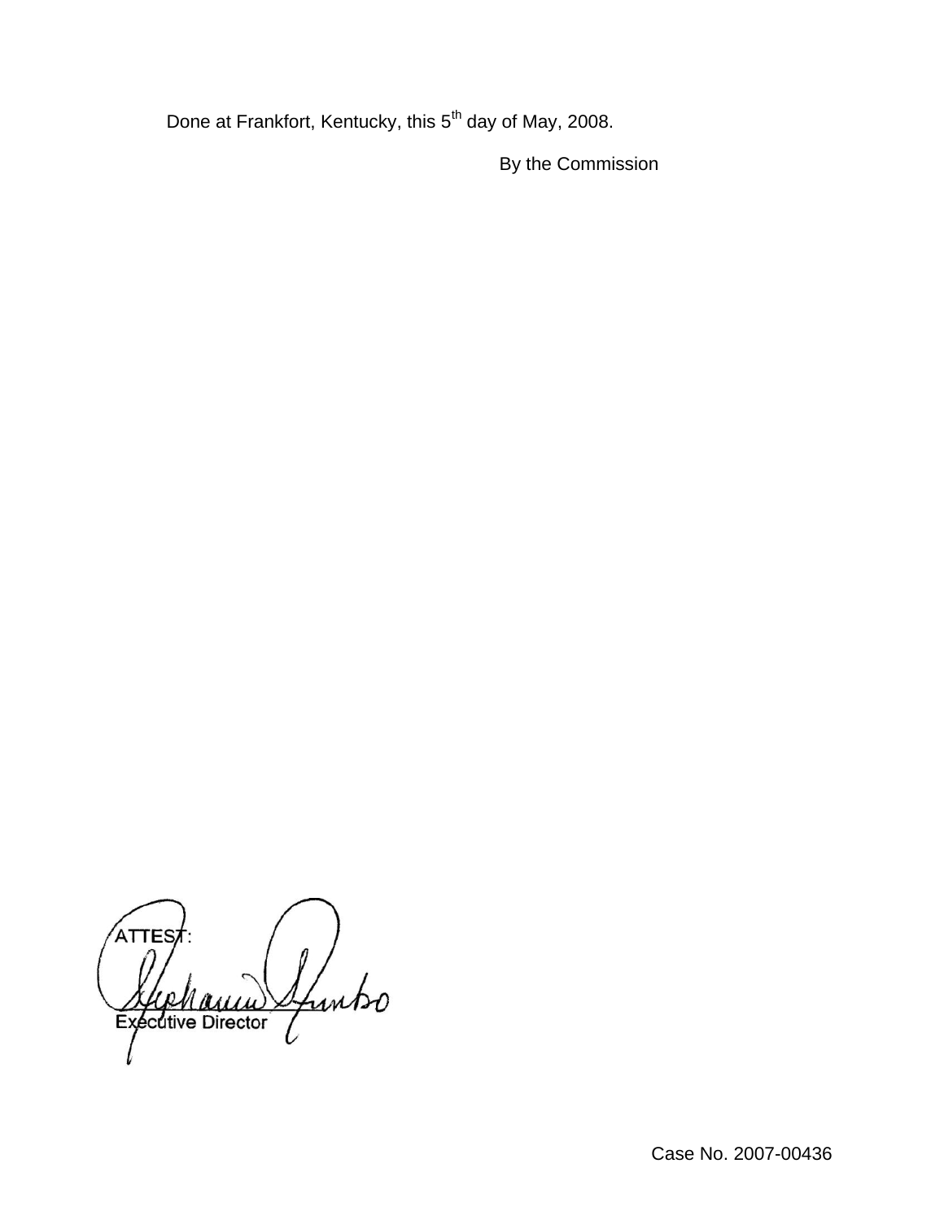Done at Frankfort, Kentucky, this 5th day of May, 2008.

By the Commission

ATTEST:

Executive Director

Case No. 2007-00436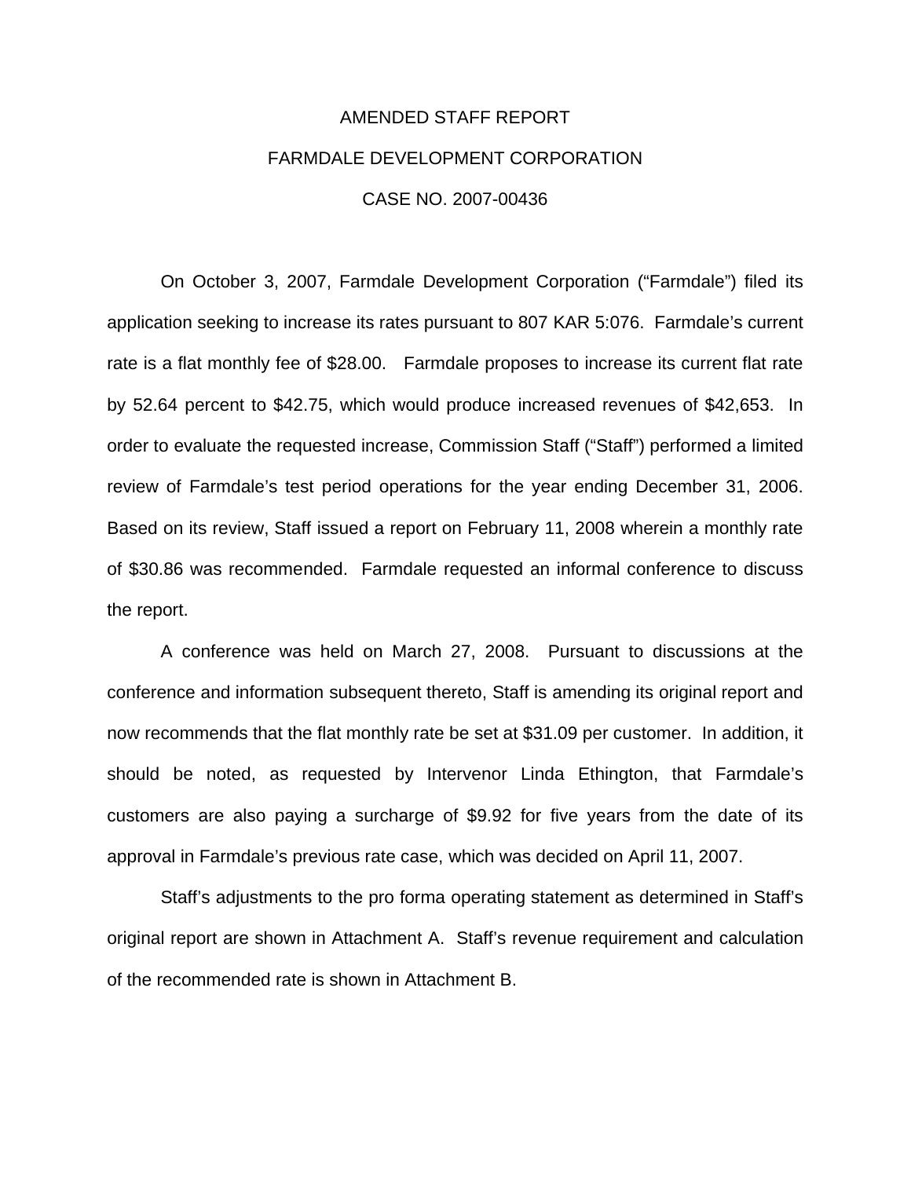# AMENDED STAFF REPORT

# FARMDALE DEVELOPMENT CORPORATION

# CASE NO. 2007-00436

On October 3, 2007, Farmdale Development Corporation ("Farmdale") filed its application seeking to increase its rates pursuant to 807 KAR 5:076. Farmdale's current rate is a flat monthly fee of $28.00. Farmdale proposes to increase its current flat rate by 52.64 percent to $42.75, which would produce increased revenues of $42,653. In order to evaluate the requested increase, Commission Staff ("Staff") performed a limited review of Farmdale's test period operations for the year ending December 31, 2006. Based on its review, Staff issued a report on February 11, 2008 wherein a monthly rate of $30.86 was recommended. Farmdale requested an informal conference to discuss the report.

A conference was held on March 27, 2008. Pursuant to discussions at the conference and information subsequent thereto, Staff is amending its original report and now recommends that the flat monthly rate be set at $31.09 per customer. In addition, it should be noted, as requested by Intervenor Linda Ethington, that Farmdale's customers are also paying a surcharge of $9.92 for five years from the date of its approval in Farmdale's previous rate case, which was decided on April 11, 2007.

Staff's adjustments to the pro forma operating statement as determined in Staff's original report are shown in Attachment A. Staff's revenue requirement and calculation of the recommended rate is shown in Attachment B.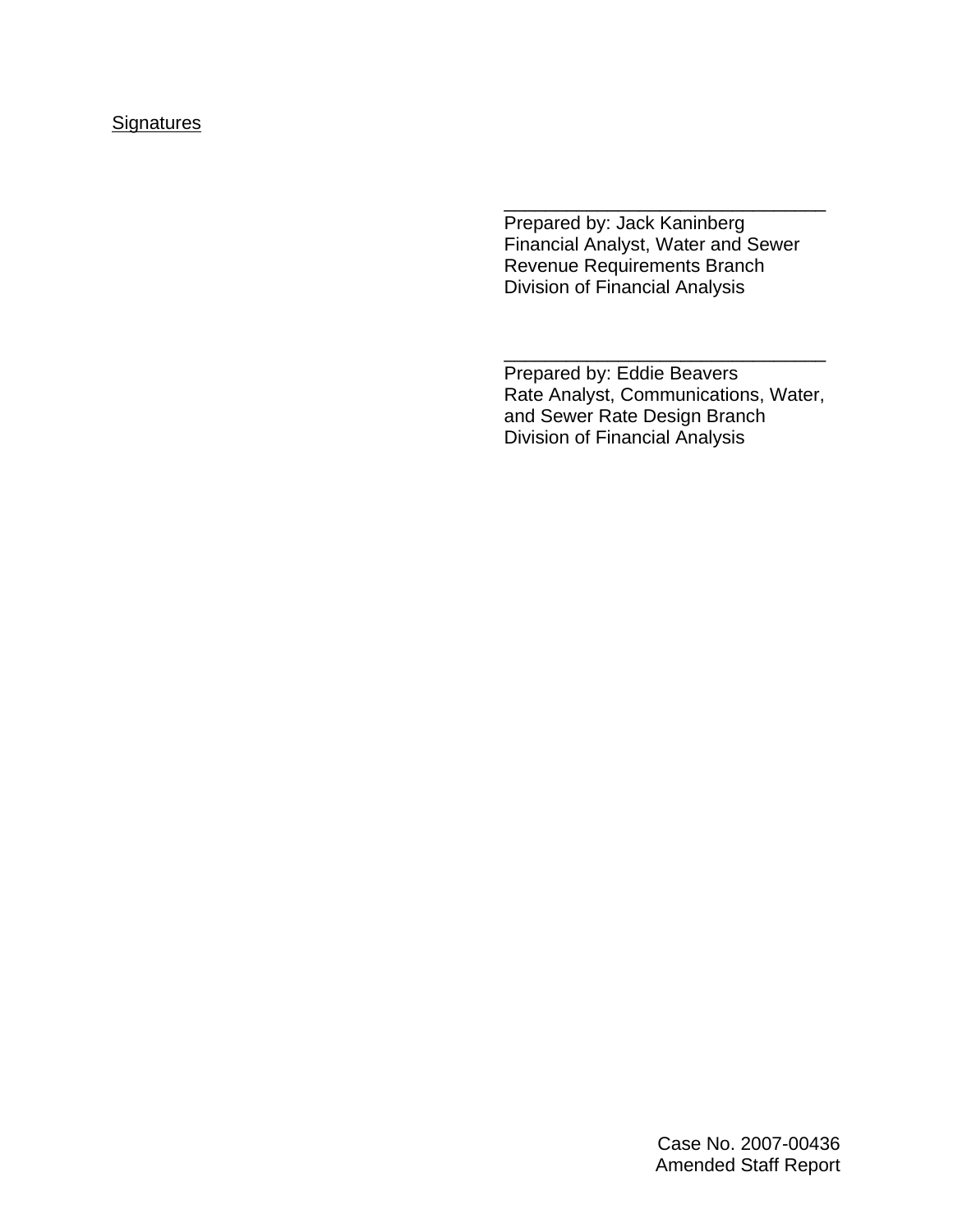Signatures

\_\_\_\_\_\_\_\_\_\_\_\_\_\_\_\_\_\_\_\_\_\_\_\_\_\_\_\_\_\_\_\_
Prepared by: Jack Kaninberg
Financial Analyst, Water and Sewer
Revenue Requirements Branch
Division of Financial Analysis

\_\_\_\_\_\_\_\_\_\_\_\_\_\_\_\_\_\_\_\_\_\_\_\_\_\_\_\_\_\_\_\_
Prepared by: Eddie Beavers
Rate Analyst, Communications, Water,
and Sewer Rate Design Branch
Division of Financial Analysis

Case No. 2007-00436
Amended Staff Report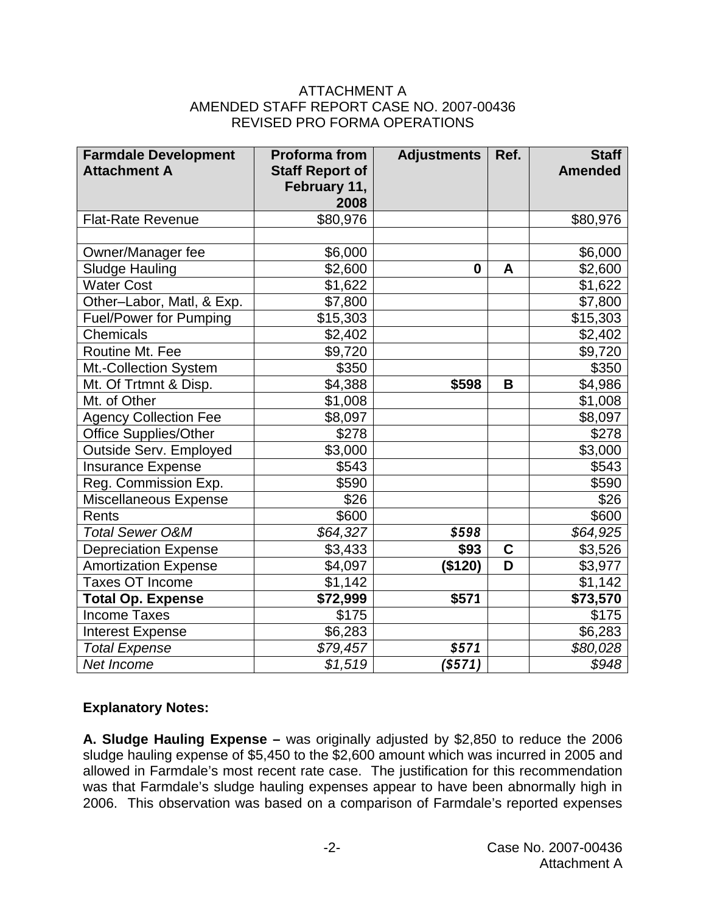ATTACHMENT A
AMENDED STAFF REPORT CASE NO. 2007-00436
REVISED PRO FORMA OPERATIONS

| **Farmdale Development Attachment A** | **Proforma from Staff Report of February 11, 2008** | **Adjustments** | **Ref.** | **Staff Amended** |
|---|---|---|---|---|
| Flat-Rate Revenue | $80,976 | | | $80,976 |
| | | | | |
| Owner/Manager fee | $6,000 | | | $6,000 |
| Sludge Hauling | $2,600 | **0** | **A** | $2,600 |
| Water Cost | $1,622 | | | $1,622 |
| Other–Labor, Matl, & Exp. | $7,800 | | | $7,800 |
| Fuel/Power for Pumping | $15,303 | | | $15,303 |
| Chemicals | $2,402 | | | $2,402 |
| Routine Mt. Fee | $9,720 | | | $9,720 |
| Mt.-Collection System | $350 | | | $350 |
| Mt. Of Trtmnt & Disp. | $4,388 | **$598** | **B** | $4,986 |
| Mt. of Other | $1,008 | | | $1,008 |
| Agency Collection Fee | $8,097 | | | $8,097 |
| Office Supplies/Other | $278 | | | $278 |
| Outside Serv. Employed | $3,000 | | | $3,000 |
| Insurance Expense | $543 | | | $543 |
| Reg. Commission Exp. | $590 | | | $590 |
| Miscellaneous Expense | $26 | | | $26 |
| Rents | $600 | | | $600 |
| *Total Sewer O&M* | *$64,327* | ***$598*** | | *$64,925* |
| Depreciation Expense | $3,433 | **$93** | **C** | $3,526 |
| Amortization Expense | $4,097 | **($120)** | **D** | $3,977 |
| Taxes OT Income | $1,142 | | | $1,142 |
| **Total Op. Expense** | **$72,999** | **$571** | | **$73,570** |
| Income Taxes | $175 | | | $175 |
| Interest Expense | $6,283 | | | $6,283 |
| *Total Expense* | *$79,457* | ***$571*** | | *$80,028* |
| *Net Income* | *$1,519* | ***($571)*** | | *$948* |

**Explanatory Notes:**

**A. Sludge Hauling Expense –** was originally adjusted by $2,850 to reduce the 2006 sludge hauling expense of $5,450 to the $2,600 amount which was incurred in 2005 and allowed in Farmdale's most recent rate case. The justification for this recommendation was that Farmdale's sludge hauling expenses appear to have been abnormally high in 2006. This observation was based on a comparison of Farmdale's reported expenses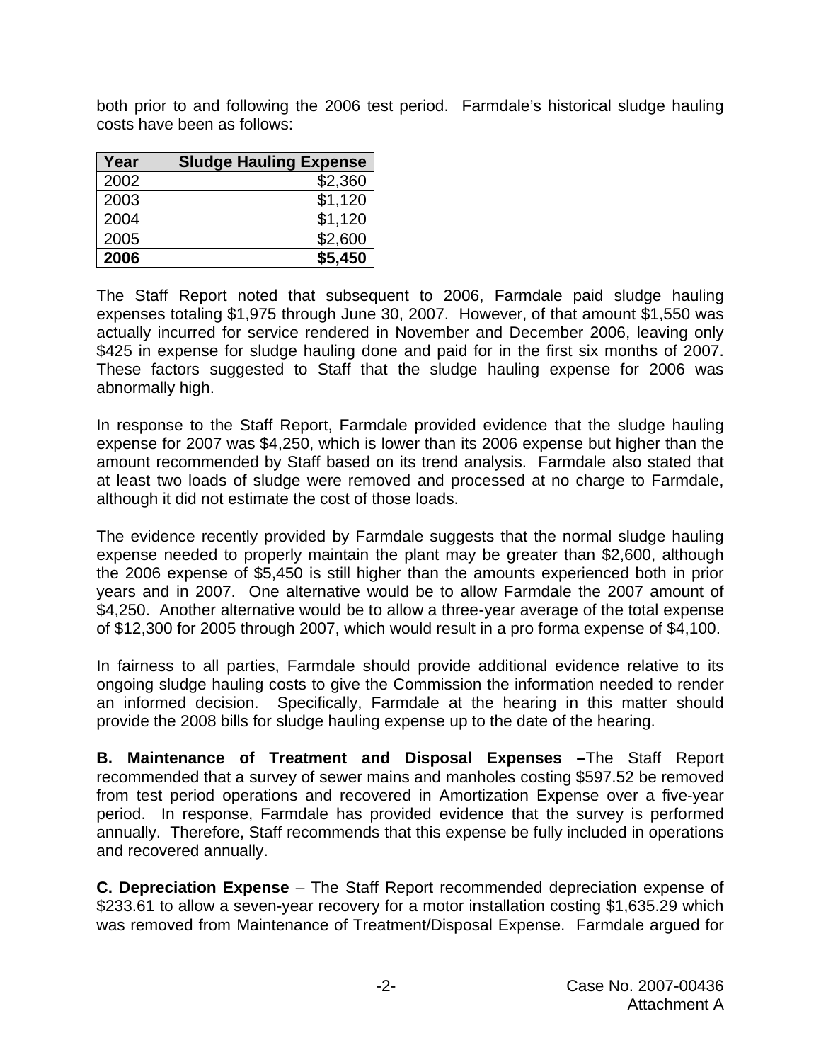both prior to and following the 2006 test period. Farmdale's historical sludge hauling costs have been as follows:

| Year | Sludge Hauling Expense |
|---|---:|
| 2002 | $2,360 |
| 2003 | $1,120 |
| 2004 | $1,120 |
| 2005 | $2,600 |
| **2006** | **$5,450** |

The Staff Report noted that subsequent to 2006, Farmdale paid sludge hauling expenses totaling $1,975 through June 30, 2007. However, of that amount $1,550 was actually incurred for service rendered in November and December 2006, leaving only $425 in expense for sludge hauling done and paid for in the first six months of 2007. These factors suggested to Staff that the sludge hauling expense for 2006 was abnormally high.

In response to the Staff Report, Farmdale provided evidence that the sludge hauling expense for 2007 was $4,250, which is lower than its 2006 expense but higher than the amount recommended by Staff based on its trend analysis. Farmdale also stated that at least two loads of sludge were removed and processed at no charge to Farmdale, although it did not estimate the cost of those loads.

The evidence recently provided by Farmdale suggests that the normal sludge hauling expense needed to properly maintain the plant may be greater than $2,600, although the 2006 expense of $5,450 is still higher than the amounts experienced both in prior years and in 2007. One alternative would be to allow Farmdale the 2007 amount of $4,250. Another alternative would be to allow a three-year average of the total expense of $12,300 for 2005 through 2007, which would result in a pro forma expense of $4,100.

In fairness to all parties, Farmdale should provide additional evidence relative to its ongoing sludge hauling costs to give the Commission the information needed to render an informed decision. Specifically, Farmdale at the hearing in this matter should provide the 2008 bills for sludge hauling expense up to the date of the hearing.

**B. Maintenance of Treatment and Disposal Expenses –**The Staff Report recommended that a survey of sewer mains and manholes costing $597.52 be removed from test period operations and recovered in Amortization Expense over a five-year period. In response, Farmdale has provided evidence that the survey is performed annually. Therefore, Staff recommends that this expense be fully included in operations and recovered annually.

**C. Depreciation Expense** – The Staff Report recommended depreciation expense of $233.61 to allow a seven-year recovery for a motor installation costing $1,635.29 which was removed from Maintenance of Treatment/Disposal Expense. Farmdale argued for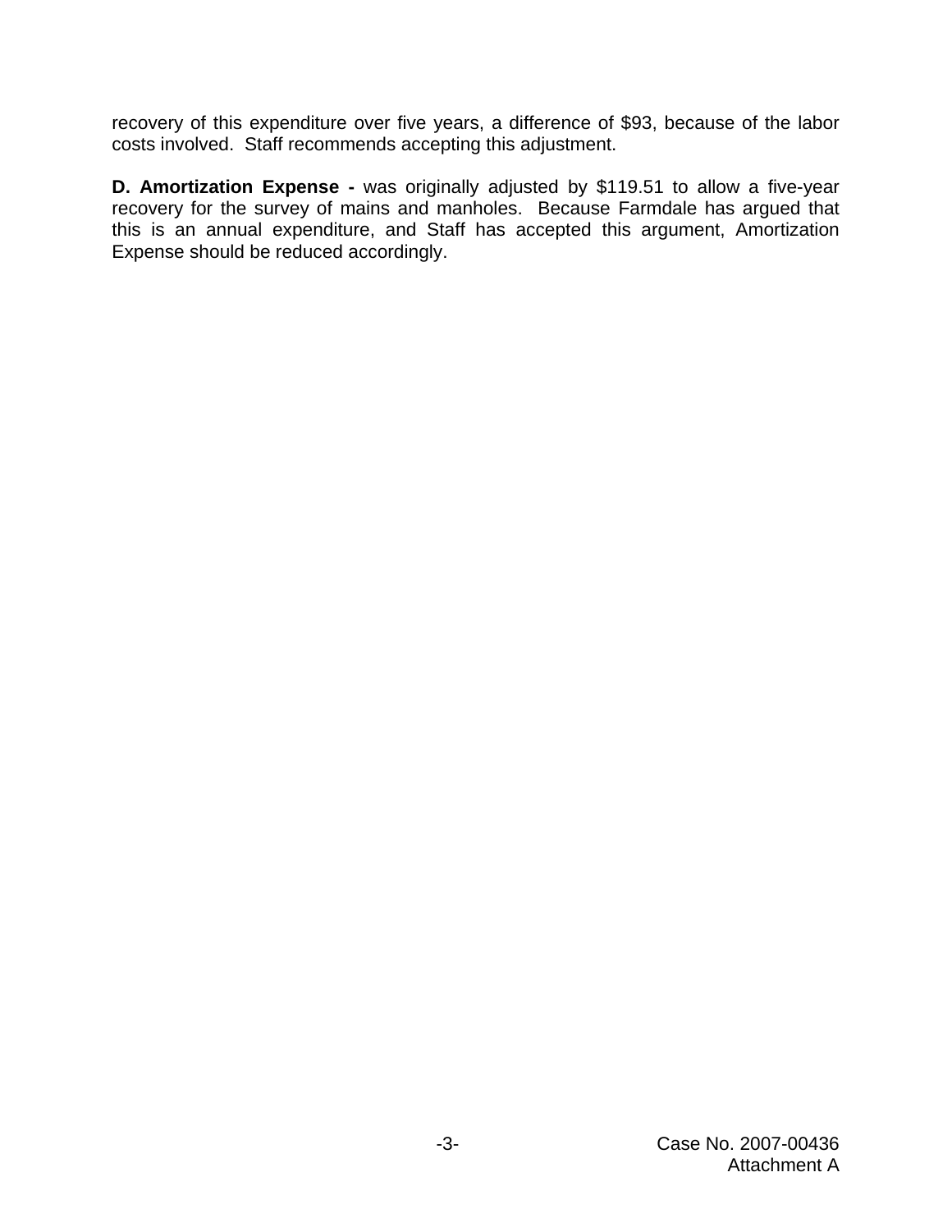recovery of this expenditure over five years, a difference of $93, because of the labor costs involved. Staff recommends accepting this adjustment.

**D. Amortization Expense -** was originally adjusted by $119.51 to allow a five-year recovery for the survey of mains and manholes. Because Farmdale has argued that this is an annual expenditure, and Staff has accepted this argument, Amortization Expense should be reduced accordingly.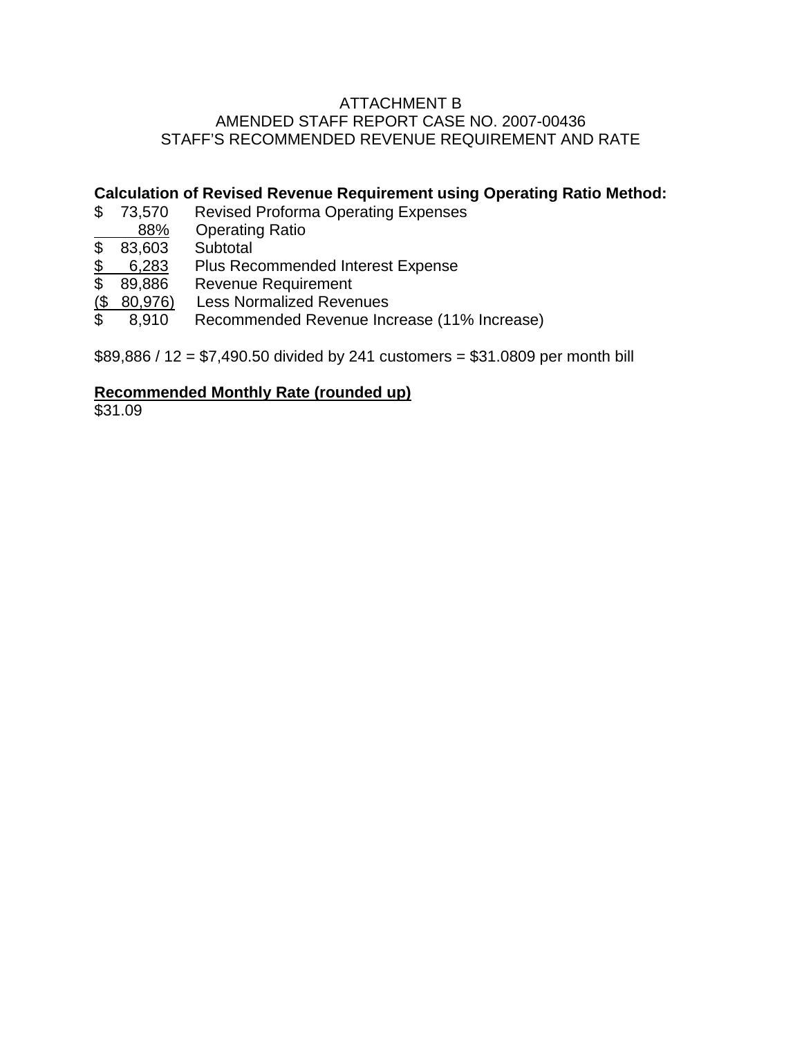ATTACHMENT B
AMENDED STAFF REPORT CASE NO. 2007-00436
STAFF'S RECOMMENDED REVENUE REQUIREMENT AND RATE

**Calculation of Revised Revenue Requirement using Operating Ratio Method:**

| | |
|---|---|
| $ 73,570 | Revised Proforma Operating Expenses |
| 88% | Operating Ratio |
| $ 83,603 | Subtotal |
| $ 6,283 | Plus Recommended Interest Expense |
| $ 89,886 | Revenue Requirement |
| ($ 80,976) | Less Normalized Revenues |
| $ 8,910 | Recommended Revenue Increase (11% Increase) |

$89,886 / 12 = $7,490.50 divided by 241 customers = $31.0809 per month bill

**Recommended Monthly Rate (rounded up)**

$31.09